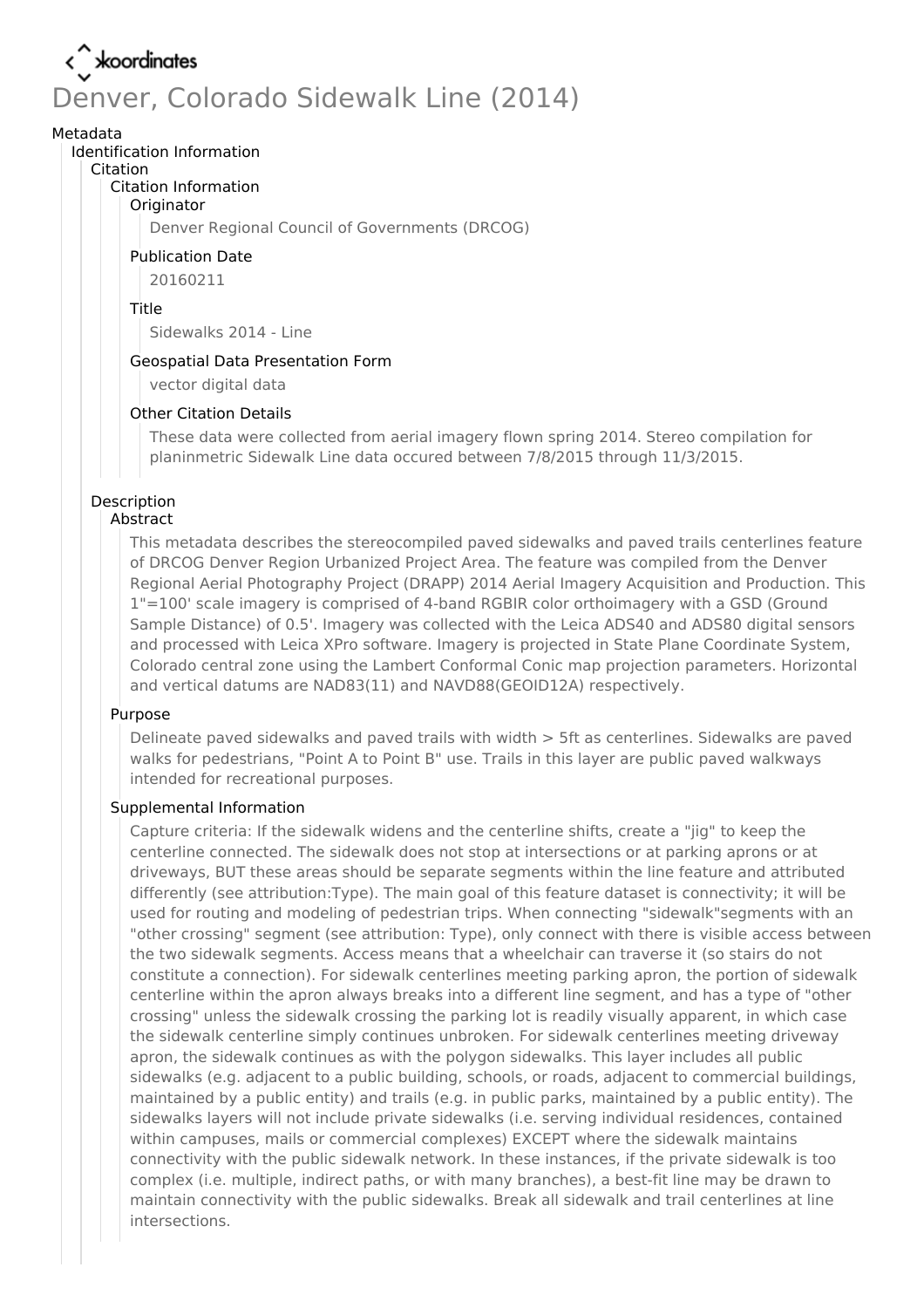koordinates

# Denver, Colorado Sidewalk Line (2014)

Metadata

Identification Information

Citation

Citation Information

Originator

Denver Regional Council of Governments (DRCOG)

Publication Date

20160211

Title

Sidewalks 2014 - Line

Geospatial Data Presentation Form

vector digital data

Other Citation Details

These data were collected from aerial imagery flown spring 2014. Stereo compilation for planinmetric Sidewalk Line data occured between 7/8/2015 through 11/3/2015.

Description

Abstract

This metadata describes the stereocompiled paved sidewalks and paved trails centerlines feature of DRCOG Denver Region Urbanized Project Area. The feature was compiled from the Denver Regional Aerial Photography Project (DRAPP) 2014 Aerial Imagery Acquisition and Production. This 1"=100' scale imagery is comprised of 4-band RGBIR color orthoimagery with a GSD (Ground Sample Distance) of 0.5'. Imagery was collected with the Leica ADS40 and ADS80 digital sensors and processed with Leica XPro software. Imagery is projected in State Plane Coordinate System, Colorado central zone using the Lambert Conformal Conic map projection parameters. Horizontal and vertical datums are NAD83(11) and NAVD88(GEOID12A) respectively.

Purpose

Delineate paved sidewalks and paved trails with width > 5ft as centerlines. Sidewalks are paved walks for pedestrians, "Point A to Point B" use. Trails in this layer are public paved walkways intended for recreational purposes.

Supplemental Information

Capture criteria: If the sidewalk widens and the centerline shifts, create a "jig" to keep the centerline connected. The sidewalk does not stop at intersections or at parking aprons or at driveways, BUT these areas should be separate segments within the line feature and attributed differently (see attribution:Type). The main goal of this feature dataset is connectivity; it will be used for routing and modeling of pedestrian trips. When connecting "sidewalk"segments with an "other crossing" segment (see attribution: Type), only connect with there is visible access between the two sidewalk segments. Access means that a wheelchair can traverse it (so stairs do not constitute a connection). For sidewalk centerlines meeting parking apron, the portion of sidewalk centerline within the apron always breaks into a different line segment, and has a type of "other crossing" unless the sidewalk crossing the parking lot is readily visually apparent, in which case the sidewalk centerline simply continues unbroken. For sidewalk centerlines meeting driveway apron, the sidewalk continues as with the polygon sidewalks. This layer includes all public sidewalks (e.g. adjacent to a public building, schools, or roads, adjacent to commercial buildings, maintained by a public entity) and trails (e.g. in public parks, maintained by a public entity). The sidewalks layers will not include private sidewalks (i.e. serving individual residences, contained within campuses, mails or commercial complexes) EXCEPT where the sidewalk maintains connectivity with the public sidewalk network. In these instances, if the private sidewalk is too complex (i.e. multiple, indirect paths, or with many branches), a best-fit line may be drawn to maintain connectivity with the public sidewalks. Break all sidewalk and trail centerlines at line intersections.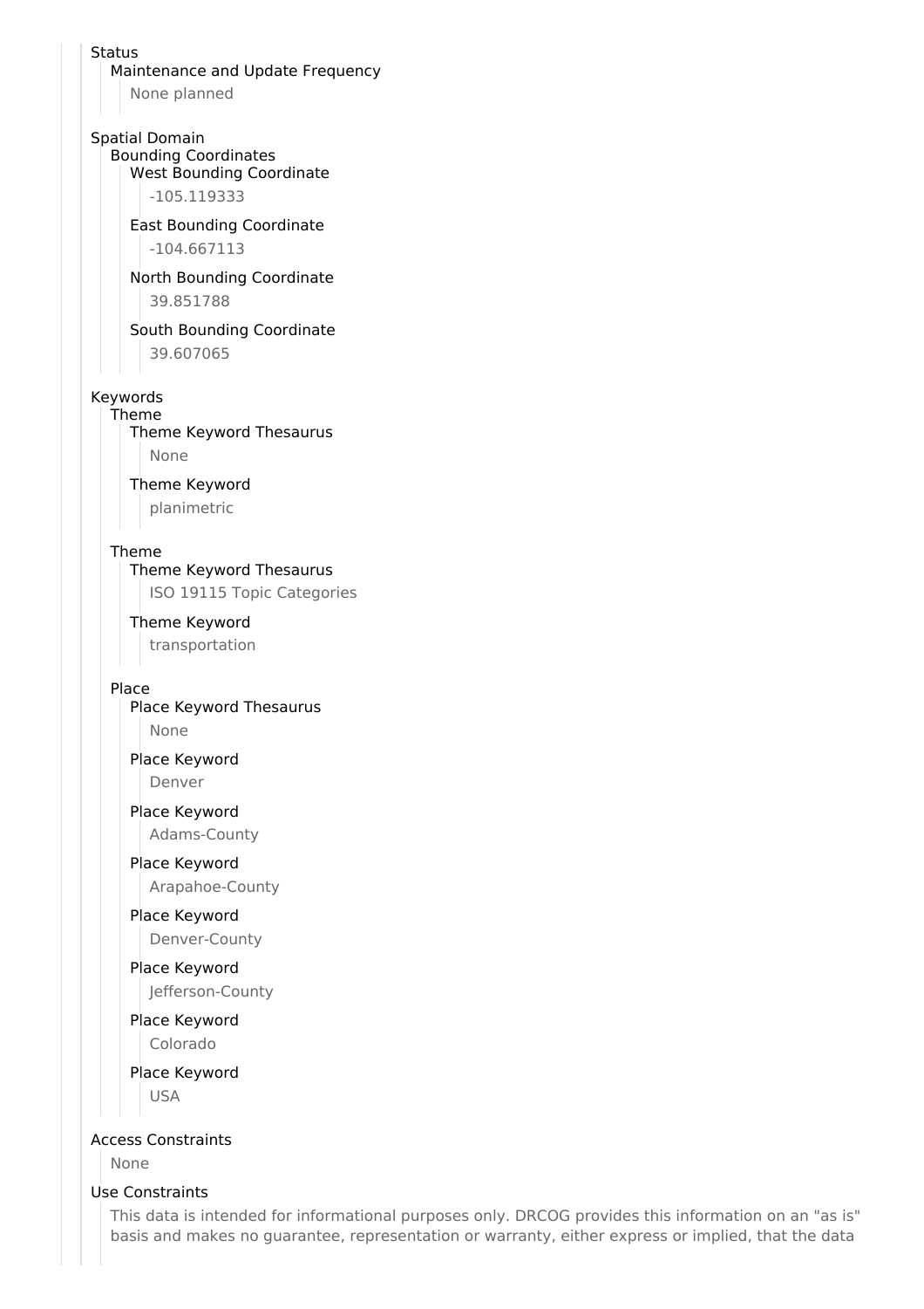Status

- Maintenance and Update Frequency
  - None planned

Spatial Domain

- Bounding Coordinates
  - West Bounding Coordinate
    - -105.119333
  - East Bounding Coordinate
    - -104.667113
  - North Bounding Coordinate
    - 39.851788
  - South Bounding Coordinate
    - 39.607065

Keywords

- Theme
  - Theme Keyword Thesaurus
    - None
  - Theme Keyword
    - planimetric
- Theme
  - Theme Keyword Thesaurus
    - ISO 19115 Topic Categories
  - Theme Keyword
    - transportation
- Place
  - Place Keyword Thesaurus
    - None
  - Place Keyword
    - Denver
  - Place Keyword
    - Adams-County
  - Place Keyword
    - Arapahoe-County
  - Place Keyword
    - Denver-County
  - Place Keyword
    - Jefferson-County
  - Place Keyword
    - Colorado
  - Place Keyword
    - USA

Access Constraints

- None

Use Constraints

- This data is intended for informational purposes only. DRCOG provides this information on an "as is" basis and makes no guarantee, representation or warranty, either express or implied, that the data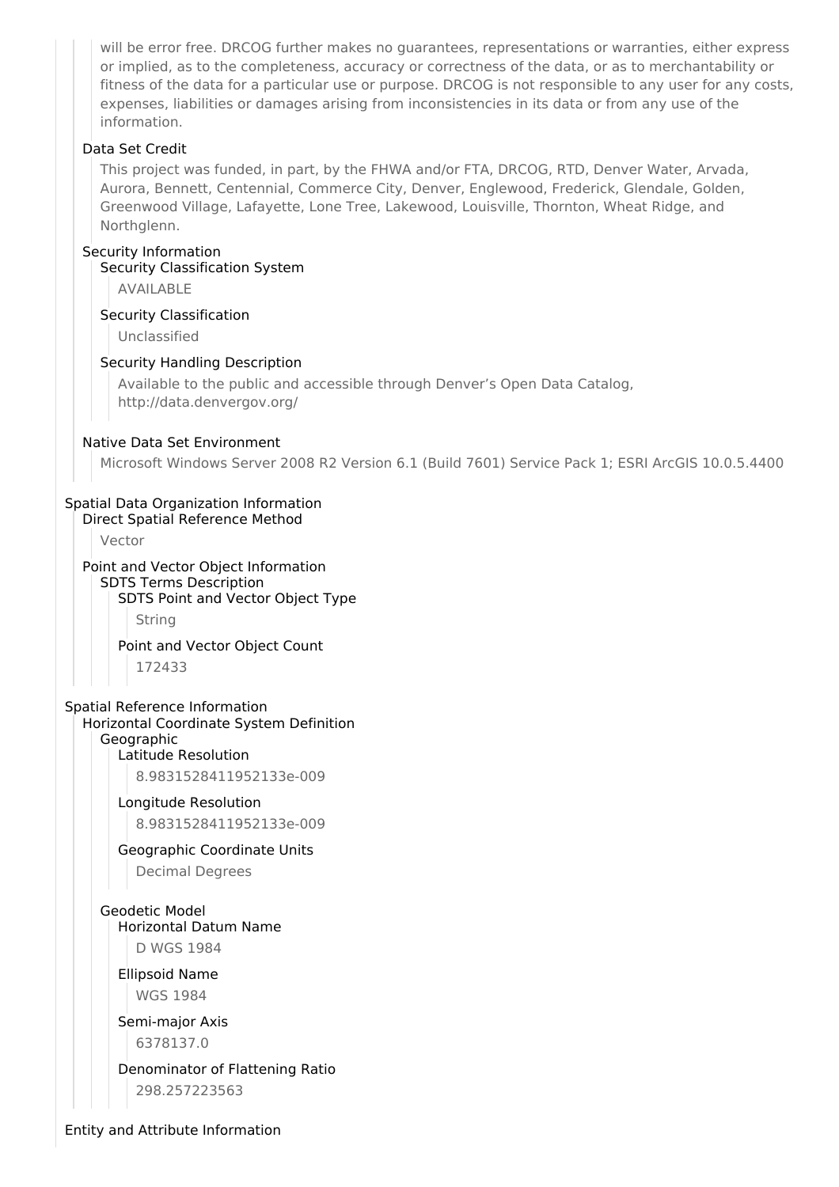will be error free. DRCOG further makes no guarantees, representations or warranties, either express or implied, as to the completeness, accuracy or correctness of the data, or as to merchantability or fitness of the data for a particular use or purpose. DRCOG is not responsible to any user for any costs, expenses, liabilities or damages arising from inconsistencies in its data or from any use of the information.

### Data Set Credit

This project was funded, in part, by the FHWA and/or FTA, DRCOG, RTD, Denver Water, Arvada, Aurora, Bennett, Centennial, Commerce City, Denver, Englewood, Frederick, Glendale, Golden, Greenwood Village, Lafayette, Lone Tree, Lakewood, Louisville, Thornton, Wheat Ridge, and Northglenn.

### Security Information

#### Security Classification System

AVAILABLE

#### Security Classification

Unclassified

#### Security Handling Description

Available to the public and accessible through Denver's Open Data Catalog, http://data.denvergov.org/

### Native Data Set Environment

Microsoft Windows Server 2008 R2 Version 6.1 (Build 7601) Service Pack 1; ESRI ArcGIS 10.0.5.4400

## Spatial Data Organization Information

### Direct Spatial Reference Method

Vector

### Point and Vector Object Information

#### SDTS Terms Description

##### SDTS Point and Vector Object Type

String

##### Point and Vector Object Count

172433

## Spatial Reference Information

### Horizontal Coordinate System Definition

#### Geographic

##### Latitude Resolution

8.9831528411952133e-009

##### Longitude Resolution

8.9831528411952133e-009

##### Geographic Coordinate Units

Decimal Degrees

#### Geodetic Model

##### Horizontal Datum Name

D WGS 1984

##### Ellipsoid Name

WGS 1984

##### Semi-major Axis

6378137.0

##### Denominator of Flattening Ratio

298.257223563

## Entity and Attribute Information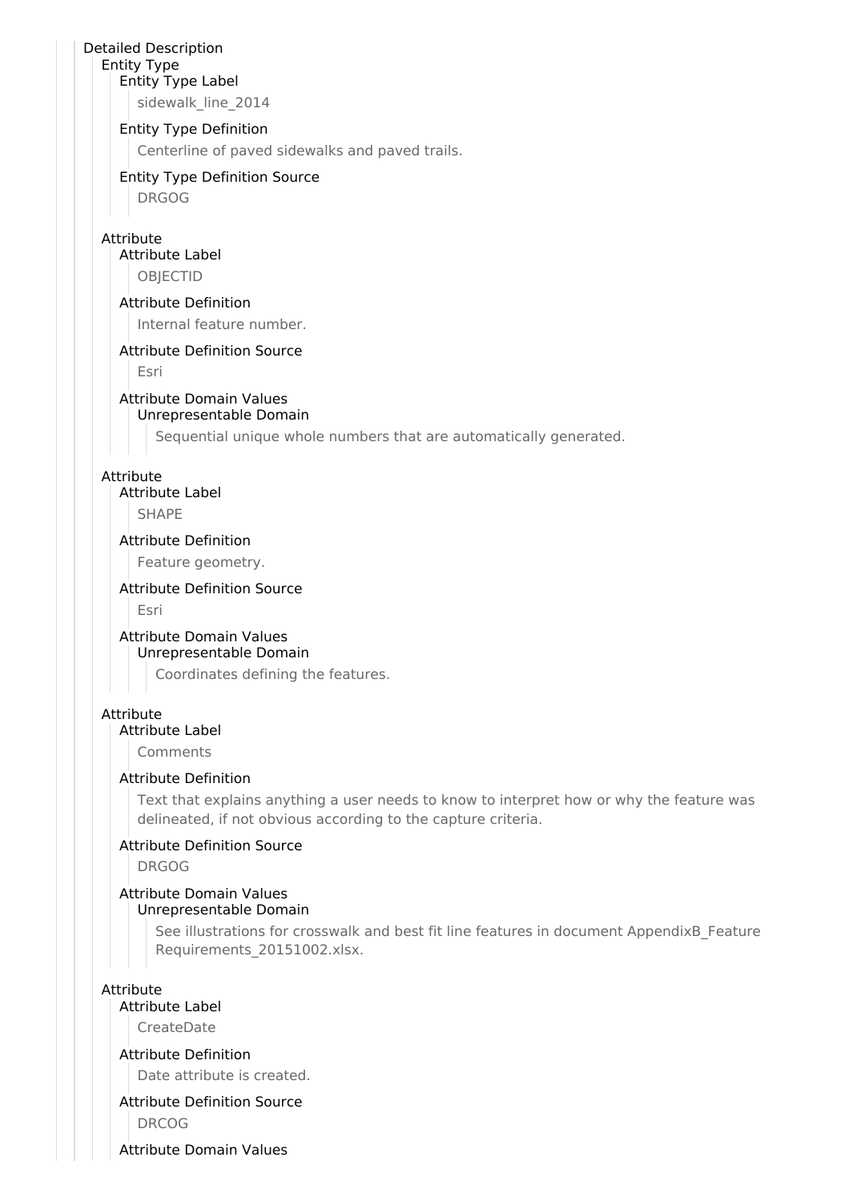Detailed Description

Entity Type

Entity Type Label

sidewalk_line_2014

Entity Type Definition

Centerline of paved sidewalks and paved trails.

Entity Type Definition Source

DRGOG

Attribute

Attribute Label

OBJECTID

Attribute Definition

Internal feature number.

Attribute Definition Source

Esri

Attribute Domain Values

Unrepresentable Domain

Sequential unique whole numbers that are automatically generated.

Attribute

Attribute Label

SHAPE

Attribute Definition

Feature geometry.

Attribute Definition Source

Esri

Attribute Domain Values

Unrepresentable Domain

Coordinates defining the features.

Attribute

Attribute Label

Comments

Attribute Definition

Text that explains anything a user needs to know to interpret how or why the feature was delineated, if not obvious according to the capture criteria.

Attribute Definition Source

DRGOG

Attribute Domain Values

Unrepresentable Domain

See illustrations for crosswalk and best fit line features in document AppendixB_Feature Requirements_20151002.xlsx.

Attribute

Attribute Label

CreateDate

Attribute Definition

Date attribute is created.

Attribute Definition Source

DRCOG

Attribute Domain Values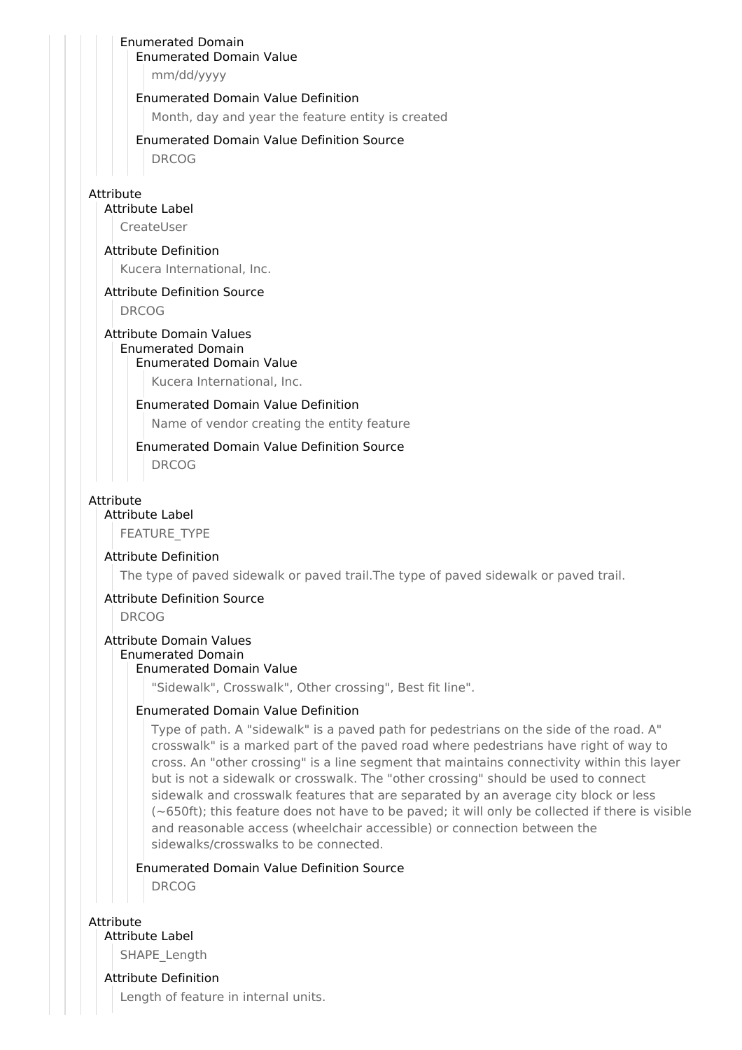Enumerated Domain

Enumerated Domain Value

mm/dd/yyyy

Enumerated Domain Value Definition

Month, day and year the feature entity is created

Enumerated Domain Value Definition Source

DRCOG

Attribute

Attribute Label

CreateUser

Attribute Definition

Kucera International, Inc.

Attribute Definition Source

DRCOG

Attribute Domain Values

Enumerated Domain

Enumerated Domain Value

Kucera International, Inc.

Enumerated Domain Value Definition

Name of vendor creating the entity feature

Enumerated Domain Value Definition Source

DRCOG

Attribute

Attribute Label

FEATURE_TYPE

Attribute Definition

The type of paved sidewalk or paved trail.The type of paved sidewalk or paved trail.

Attribute Definition Source

DRCOG

Attribute Domain Values

Enumerated Domain

Enumerated Domain Value

"Sidewalk", Crosswalk", Other crossing", Best fit line".

Enumerated Domain Value Definition

Type of path. A "sidewalk" is a paved path for pedestrians on the side of the road. A" crosswalk" is a marked part of the paved road where pedestrians have right of way to cross. An "other crossing" is a line segment that maintains connectivity within this layer but is not a sidewalk or crosswalk. The "other crossing" should be used to connect sidewalk and crosswalk features that are separated by an average city block or less (~650ft); this feature does not have to be paved; it will only be collected if there is visible and reasonable access (wheelchair accessible) or connection between the sidewalks/crosswalks to be connected.

Enumerated Domain Value Definition Source

DRCOG

Attribute

Attribute Label

SHAPE_Length

Attribute Definition

Length of feature in internal units.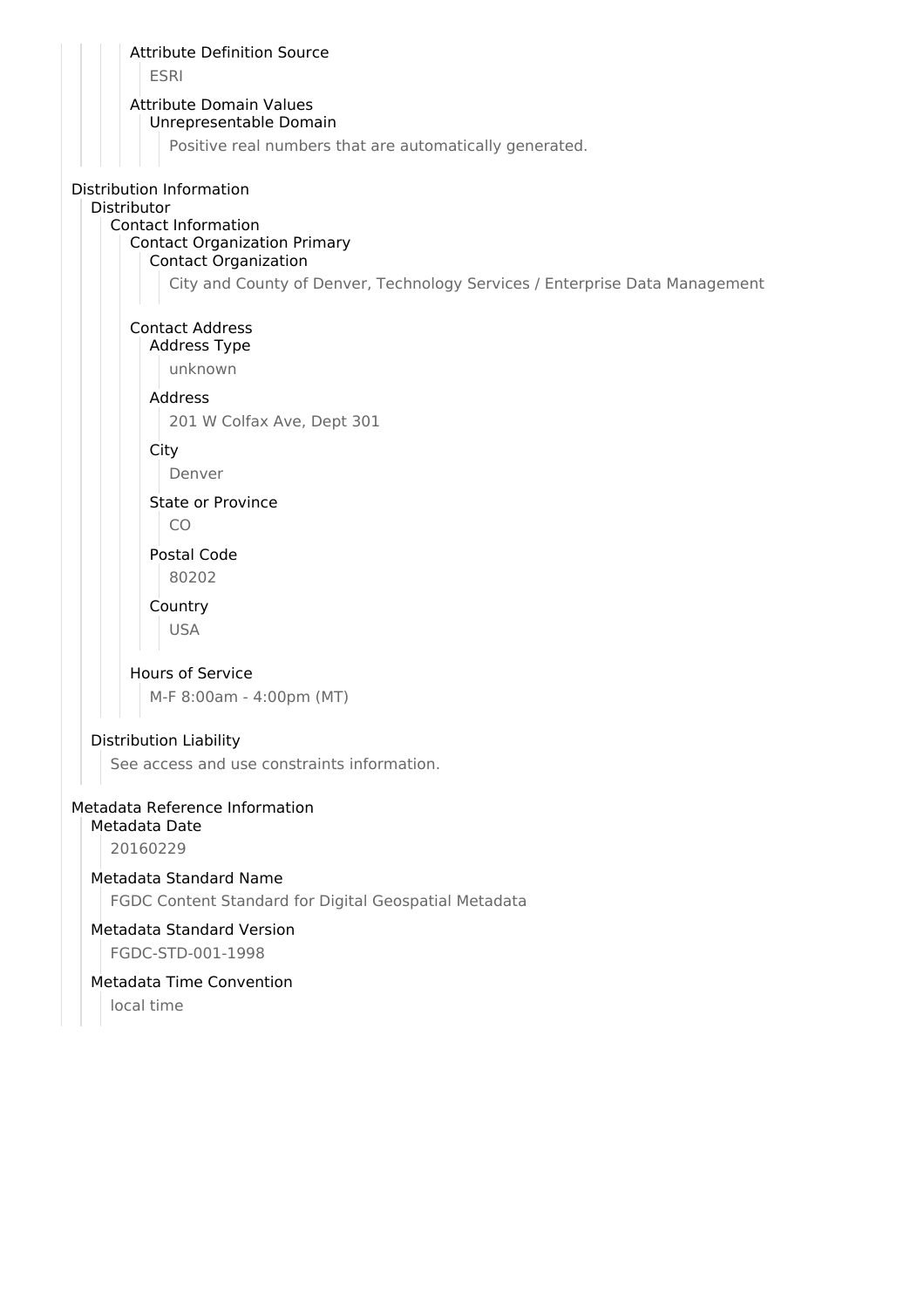Attribute Definition Source

ESRI

Attribute Domain Values

Unrepresentable Domain

Positive real numbers that are automatically generated.

## Distribution Information

### Distributor

#### Contact Information

Contact Organization Primary

Contact Organization

City and County of Denver, Technology Services / Enterprise Data Management

Contact Address

Address Type

unknown

Address

201 W Colfax Ave, Dept 301

City

Denver

State or Province

CO

Postal Code

80202

Country

USA

Hours of Service

M-F 8:00am - 4:00pm (MT)

### Distribution Liability

See access and use constraints information.

## Metadata Reference Information

Metadata Date

20160229

Metadata Standard Name

FGDC Content Standard for Digital Geospatial Metadata

Metadata Standard Version

FGDC-STD-001-1998

Metadata Time Convention

local time